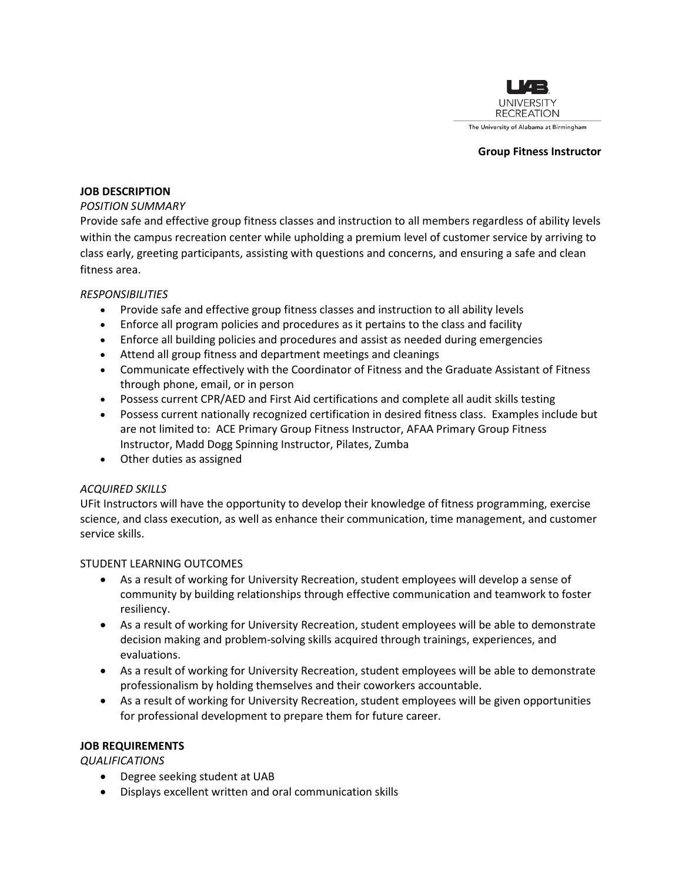UAB
UNIVERSITY
RECREATION
The University of Alabama at Birmingham

**Group Fitness Instructor**

## JOB DESCRIPTION

*POSITION SUMMARY*

Provide safe and effective group fitness classes and instruction to all members regardless of ability levels within the campus recreation center while upholding a premium level of customer service by arriving to class early, greeting participants, assisting with questions and concerns, and ensuring a safe and clean fitness area.

*RESPONSIBILITIES*

- Provide safe and effective group fitness classes and instruction to all ability levels
- Enforce all program policies and procedures as it pertains to the class and facility
- Enforce all building policies and procedures and assist as needed during emergencies
- Attend all group fitness and department meetings and cleanings
- Communicate effectively with the Coordinator of Fitness and the Graduate Assistant of Fitness through phone, email, or in person
- Possess current CPR/AED and First Aid certifications and complete all audit skills testing
- Possess current nationally recognized certification in desired fitness class. Examples include but are not limited to: ACE Primary Group Fitness Instructor, AFAA Primary Group Fitness Instructor, Madd Dogg Spinning Instructor, Pilates, Zumba
- Other duties as assigned

*ACQUIRED SKILLS*

UFit Instructors will have the opportunity to develop their knowledge of fitness programming, exercise science, and class execution, as well as enhance their communication, time management, and customer service skills.

STUDENT LEARNING OUTCOMES

- As a result of working for University Recreation, student employees will develop a sense of community by building relationships through effective communication and teamwork to foster resiliency.
- As a result of working for University Recreation, student employees will be able to demonstrate decision making and problem-solving skills acquired through trainings, experiences, and evaluations.
- As a result of working for University Recreation, student employees will be able to demonstrate professionalism by holding themselves and their coworkers accountable.
- As a result of working for University Recreation, student employees will be given opportunities for professional development to prepare them for future career.

## JOB REQUIREMENTS

*QUALIFICATIONS*

- Degree seeking student at UAB
- Displays excellent written and oral communication skills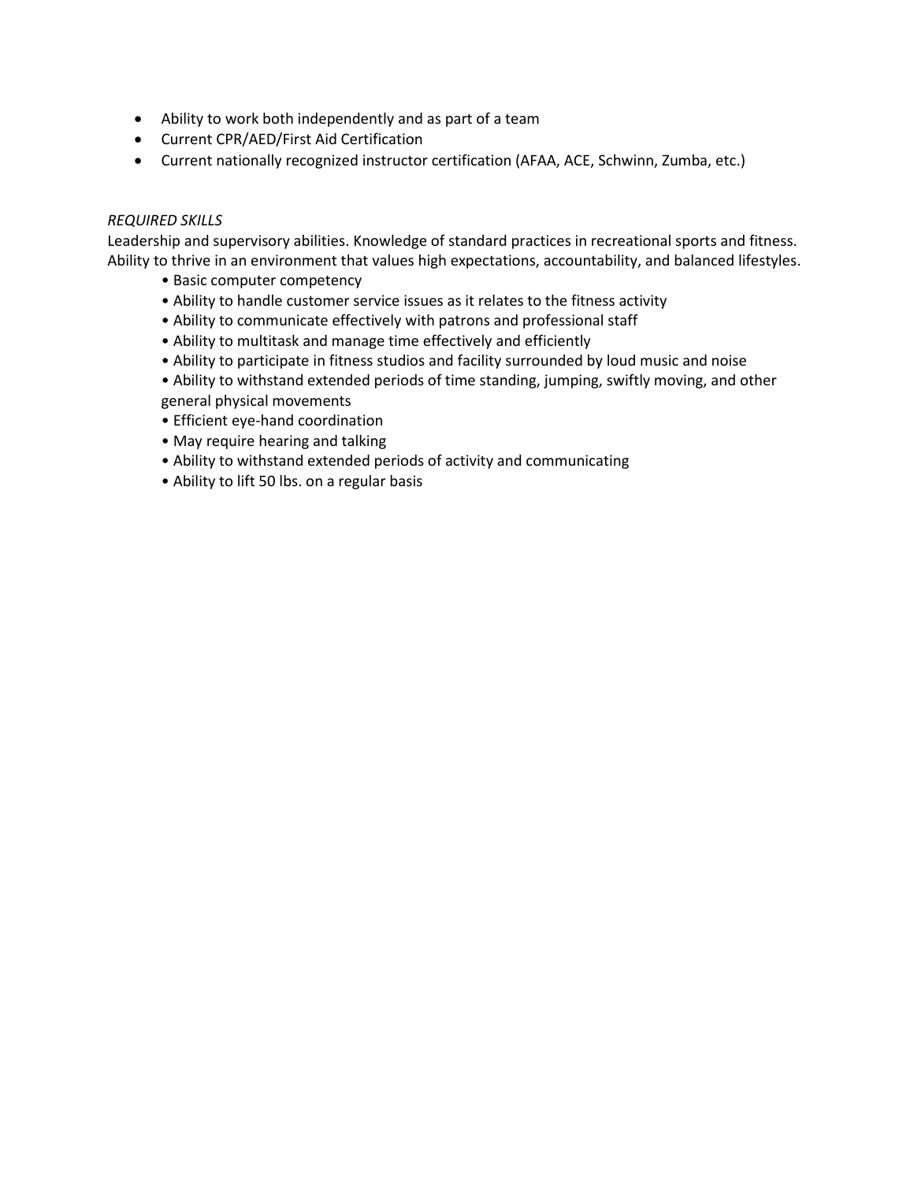- Ability to work both independently and as part of a team
- Current CPR/AED/First Aid Certification
- Current nationally recognized instructor certification (AFAA, ACE, Schwinn, Zumba, etc.)

*REQUIRED SKILLS*

Leadership and supervisory abilities. Knowledge of standard practices in recreational sports and fitness. Ability to thrive in an environment that values high expectations, accountability, and balanced lifestyles.

- Basic computer competency
- Ability to handle customer service issues as it relates to the fitness activity
- Ability to communicate effectively with patrons and professional staff
- Ability to multitask and manage time effectively and efficiently
- Ability to participate in fitness studios and facility surrounded by loud music and noise
- Ability to withstand extended periods of time standing, jumping, swiftly moving, and other general physical movements
- Efficient eye-hand coordination
- May require hearing and talking
- Ability to withstand extended periods of activity and communicating
- Ability to lift 50 lbs. on a regular basis